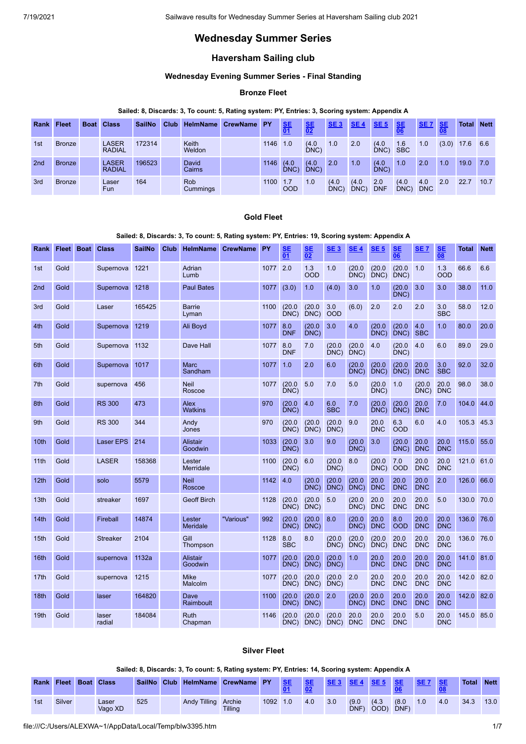# Wednesday Summer Series

## Haversham Sailing club

### Wednesday Evening Summer Series - Final Standing

#### Bronze Fleet

**Sailed: 8, Discards: 3, To count: 5, Rating system: PY, Entries: 3, Scoring system: Appendix A**

| Rank | Fleet | Boat | Class | SailNo | Club | HelmName | CrewName | PY | SE 01 | SE 02 | SE 3 | SE 4 | SE 5 | SE 06 | SE 7 | SE 08 | Total | Nett |
|---|---|---|---|---|---|---|---|---|---|---|---|---|---|---|---|---|---|---|
| 1st | Bronze | | LASER RADIAL | 172314 | | Keith Weldon | | 1146 | 1.0 | (4.0 DNC) | 1.0 | 2.0 | (4.0 DNC) | 1.6 SBC | 1.0 | (3.0) | 17.6 | 6.6 |
| 2nd | Bronze | | LASER RADIAL | 196523 | | David Cairns | | 1146 | (4.0 DNC) | (4.0 DNC) | 2.0 | 1.0 | (4.0 DNC) | 1.0 | 2.0 | 1.0 | 19.0 | 7.0 |
| 3rd | Bronze | | Laser Fun | 164 | | Rob Cummings | | 1100 | 1.7 OOD | 1.0 | (4.0 DNC) | (4.0 DNC) | 2.0 DNF | (4.0 DNC) | 4.0 DNC | 2.0 | 22.7 | 10.7 |

#### Gold Fleet

**Sailed: 8, Discards: 3, To count: 5, Rating system: PY, Entries: 19, Scoring system: Appendix A**

| Rank | Fleet | Boat | Class | SailNo | Club | HelmName | CrewName | PY | SE 01 | SE 02 | SE 3 | SE 4 | SE 5 | SE 06 | SE 7 | SE 08 | Total | Nett |
|---|---|---|---|---|---|---|---|---|---|---|---|---|---|---|---|---|---|---|
| 1st | Gold | | Supernova | 1221 | | Adrian Lumb | | 1077 | 2.0 | 1.3 OOD | 1.0 | (20.0 DNC) | (20.0 DNC) | (20.0 DNC) | 1.0 | 1.3 OOD | 66.6 | 6.6 |
| 2nd | Gold | | Supernova | 1218 | | Paul Bates | | 1077 | (3.0) | 1.0 | (4.0) | 3.0 | 1.0 | (20.0 DNC) | 3.0 | 3.0 | 38.0 | 11.0 |
| 3rd | Gold | | Laser | 165425 | | Barrie Lyman | | 1100 | (20.0 DNC) | (20.0 DNC) | 3.0 OOD | (6.0) | 2.0 | 2.0 | 2.0 | 3.0 SBC | 58.0 | 12.0 |
| 4th | Gold | | Supernova | 1219 | | Ali Boyd | | 1077 | 8.0 DNF | (20.0 DNC) | 3.0 | 4.0 | (20.0 DNC) | (20.0 DNC) | 4.0 SBC | 1.0 | 80.0 | 20.0 |
| 5th | Gold | | Supernova | 1132 | | Dave Hall | | 1077 | 8.0 DNF | 7.0 | (20.0 DNC) | (20.0 DNC) | 4.0 | (20.0 DNC) | 4.0 | 6.0 | 89.0 | 29.0 |
| 6th | Gold | | Supernova | 1017 | | Marc Sandham | | 1077 | 1.0 | 2.0 | 6.0 | (20.0 DNC) | (20.0 DNC) | (20.0 DNC) | 20.0 DNC | 3.0 SBC | 92.0 | 32.0 |
| 7th | Gold | | supernova | 456 | | Neil Roscoe | | 1077 | (20.0 DNC) | 5.0 | 7.0 | 5.0 | (20.0 DNC) | 1.0 | (20.0 DNC) | 20.0 DNC | 98.0 | 38.0 |
| 8th | Gold | | RS 300 | 473 | | Alex Watkins | | 970 | (20.0 DNC) | 4.0 | 6.0 SBC | 7.0 | (20.0 DNC) | (20.0 DNC) | 20.0 DNC | 7.0 | 104.0 | 44.0 |
| 9th | Gold | | RS 300 | 344 | | Andy Jones | | 970 | (20.0 DNC) | (20.0 DNC) | (20.0 DNC) | 9.0 | 20.0 DNC | 6.3 OOD | 6.0 | 4.0 | 105.3 | 45.3 |
| 10th | Gold | | Laser EPS | 214 | | Alistair Goodwin | | 1033 | (20.0 DNC) | 3.0 | 9.0 | (20.0 DNC) | 3.0 | (20.0 DNC) | 20.0 DNC | 20.0 DNC | 115.0 | 55.0 |
| 11th | Gold | | LASER | 158368 | | Lester Merridale | | 1100 | (20.0 DNC) | 6.0 | (20.0 DNC) | 8.0 | (20.0 DNC) | 7.0 OOD | 20.0 DNC | 20.0 DNC | 121.0 | 61.0 |
| 12th | Gold | | solo | 5579 | | Neil Roscoe | | 1142 | 4.0 | (20.0 DNC) | (20.0 DNC) | (20.0 DNC) | 20.0 DNC | 20.0 DNC | 20.0 DNC | 2.0 | 126.0 | 66.0 |
| 13th | Gold | | streaker | 1697 | | Geoff Birch | | 1128 | (20.0 DNC) | (20.0 DNC) | 5.0 | (20.0 DNC) | 20.0 DNC | 20.0 DNC | 20.0 DNC | 5.0 | 130.0 | 70.0 |
| 14th | Gold | | Fireball | 14874 | | Lester Meridale | "Various" | 992 | (20.0 DNC) | (20.0 DNC) | 8.0 | (20.0 DNC) | 20.0 DNC | 8.0 OOD | 20.0 DNC | 20.0 DNC | 136.0 | 76.0 |
| 15th | Gold | | Streaker | 2104 | | Gill Thompson | | 1128 | 8.0 SBC | 8.0 | (20.0 DNC) | (20.0 DNC) | (20.0 DNC) | 20.0 DNC | 20.0 DNC | 20.0 DNC | 136.0 | 76.0 |
| 16th | Gold | | supernova | 1132a | | Alistair Goodwin | | 1077 | (20.0 DNC) | (20.0 DNC) | (20.0 DNC) | 1.0 | 20.0 DNC | 20.0 DNC | 20.0 DNC | 20.0 DNC | 141.0 | 81.0 |
| 17th | Gold | | supernova | 1215 | | Mike Malcolm | | 1077 | (20.0 DNC) | (20.0 DNC) | (20.0 DNC) | 2.0 | 20.0 DNC | 20.0 DNC | 20.0 DNC | 20.0 DNC | 142.0 | 82.0 |
| 18th | Gold | | laser | 164820 | | Dave Raimboult | | 1100 | (20.0 DNC) | (20.0 DNC) | 2.0 | (20.0 DNC) | 20.0 DNC | 20.0 DNC | 20.0 DNC | 20.0 DNC | 142.0 | 82.0 |
| 19th | Gold | | laser radial | 184084 | | Ruth Chapman | | 1146 | (20.0 DNC) | (20.0 DNC) | (20.0 DNC) | 20.0 DNC | 20.0 DNC | 20.0 DNC | 5.0 | 20.0 DNC | 145.0 | 85.0 |

#### Silver Fleet

**Sailed: 8, Discards: 3, To count: 5, Rating system: PY, Entries: 14, Scoring system: Appendix A**

| Rank | Fleet | Boat | Class | SailNo | Club | HelmName | CrewName | PY | SE 01 | SE 02 | SE 3 | SE 4 | SE 5 | SE 06 | SE 7 | SE 08 | Total | Nett |
|---|---|---|---|---|---|---|---|---|---|---|---|---|---|---|---|---|---|---|
| 1st | Silver | | Laser Vago XD | 525 | | Andy Tilling | Archie Tilling | 1092 | 1.0 | 4.0 | 3.0 | (9.0 DNF) | (4.3 OOD) | (8.0 DNF) | 1.0 | 4.0 | 34.3 | 13.0 |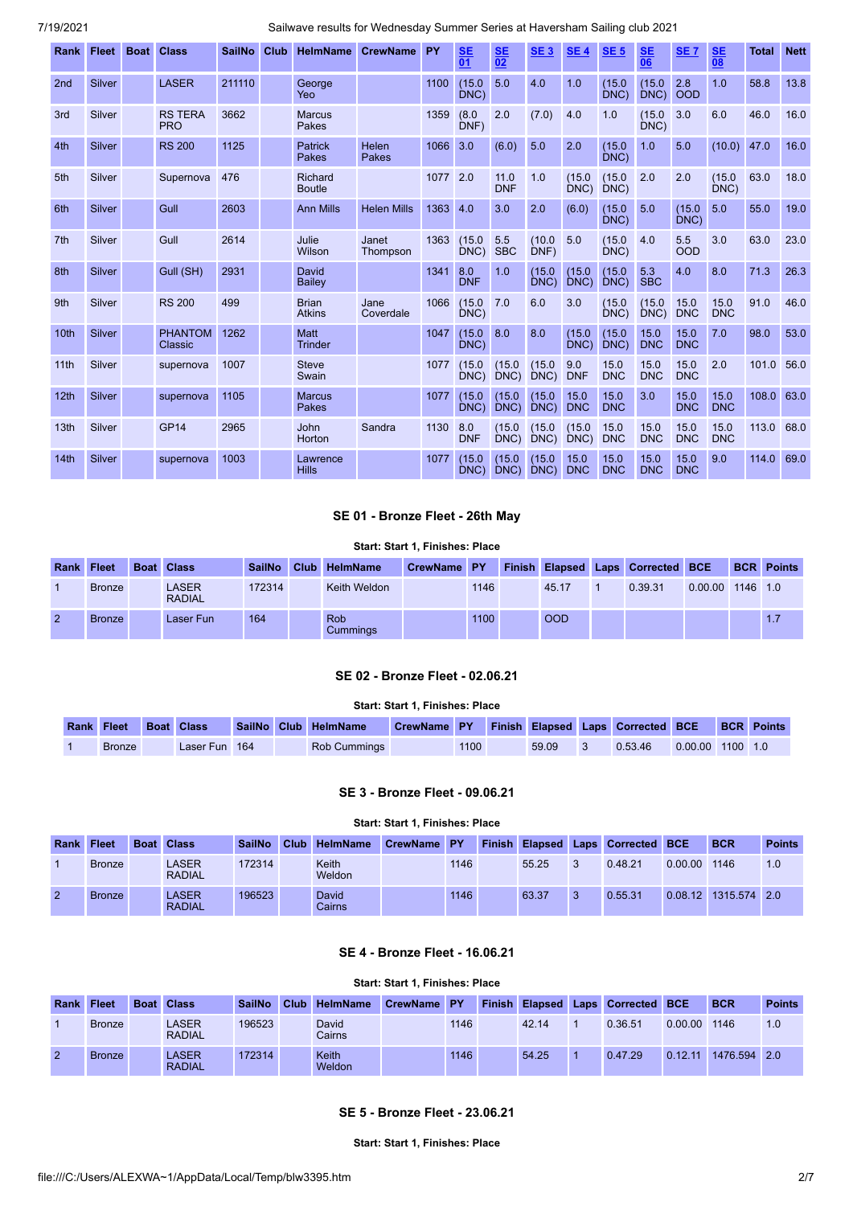| Rank | Fleet | Boat | Class | SailNo | Club | HelmName | CrewName | PY | SE 01 | SE 02 | SE 3 | SE 4 | SE 5 | SE 06 | SE 7 | SE 08 | Total | Nett |
|---|---|---|---|---|---|---|---|---|---|---|---|---|---|---|---|---|---|---|
| 2nd | Silver | | LASER | 211110 | | George Yeo | | 1100 | (15.0 DNC) | 5.0 | 4.0 | 1.0 | (15.0 DNC) | (15.0 DNC) | 2.8 OOD | 1.0 | 58.8 | 13.8 |
| 3rd | Silver | | RS TERA PRO | 3662 | | Marcus Pakes | | 1359 | (8.0 DNF) | 2.0 | (7.0) | 4.0 | 1.0 | (15.0 DNC) | 3.0 | 6.0 | 46.0 | 16.0 |
| 4th | Silver | | RS 200 | 1125 | | Patrick Pakes | Helen Pakes | 1066 | 3.0 | (6.0) | 5.0 | 2.0 | (15.0 DNC) | 1.0 | 5.0 | (10.0) | 47.0 | 16.0 |
| 5th | Silver | | Supernova | 476 | | Richard Boutle | | 1077 | 2.0 | 11.0 DNF | 1.0 | (15.0 DNC) | (15.0 DNC) | 2.0 | 2.0 | (15.0 DNC) | 63.0 | 18.0 |
| 6th | Silver | | Gull | 2603 | | Ann Mills | Helen Mills | 1363 | 4.0 | 3.0 | 2.0 | (6.0) | (15.0 DNC) | 5.0 | (15.0 DNC) | 5.0 | 55.0 | 19.0 |
| 7th | Silver | | Gull | 2614 | | Julie Wilson | Janet Thompson | 1363 | (15.0 DNC) | 5.5 SBC | (10.0 DNF) | 5.0 | (15.0 DNC) | 4.0 | 5.5 OOD | 3.0 | 63.0 | 23.0 |
| 8th | Silver | | Gull (SH) | 2931 | | David Bailey | | 1341 | 8.0 DNF | 1.0 | (15.0 DNC) | (15.0 DNC) | (15.0 DNC) | 5.3 SBC | 4.0 | 8.0 | 71.3 | 26.3 |
| 9th | Silver | | RS 200 | 499 | | Brian Atkins | Jane Coverdale | 1066 | (15.0 DNC) | 7.0 | 6.0 | 3.0 | (15.0 DNC) | (15.0 DNC) | 15.0 DNC | 15.0 DNC | 91.0 | 46.0 |
| 10th | Silver | | PHANTOM Classic | 1262 | | Matt Trinder | | 1047 | (15.0 DNC) | 8.0 | 8.0 | (15.0 DNC) | (15.0 DNC) | 15.0 DNC | 15.0 DNC | 7.0 | 98.0 | 53.0 |
| 11th | Silver | | supernova | 1007 | | Steve Swain | | 1077 | (15.0 DNC) | (15.0 DNC) | (15.0 DNC) | 9.0 DNF | 15.0 DNC | 15.0 DNC | 15.0 DNC | 2.0 | 101.0 | 56.0 |
| 12th | Silver | | supernova | 1105 | | Marcus Pakes | | 1077 | (15.0 DNC) | (15.0 DNC) | (15.0 DNC) | 15.0 DNC | 15.0 DNC | 3.0 | 15.0 DNC | 15.0 DNC | 108.0 | 63.0 |
| 13th | Silver | | GP14 | 2965 | | John Horton | Sandra | 1130 | 8.0 DNF | (15.0 DNC) | (15.0 DNC) | (15.0 DNC) | 15.0 DNC | 15.0 DNC | 15.0 DNC | 15.0 DNC | 113.0 | 68.0 |
| 14th | Silver | | supernova | 1003 | | Lawrence Hills | | 1077 | (15.0 DNC) | (15.0 DNC) | (15.0 DNC) | 15.0 DNC | 15.0 DNC | 15.0 DNC | 15.0 DNC | 9.0 | 114.0 | 69.0 |

### SE 01 - Bronze Fleet - 26th May

**Start: Start 1, Finishes: Place**

| Rank | Fleet | Boat | Class | SailNo | Club | HelmName | CrewName | PY | Finish | Elapsed | Laps | Corrected | BCE | BCR | Points |
|---|---|---|---|---|---|---|---|---|---|---|---|---|---|---|---|
| 1 | Bronze | | LASER RADIAL | 172314 | | Keith Weldon | | 1146 | | 45.17 | 1 | 0.39.31 | 0.00.00 | 1146 | 1.0 |
| 2 | Bronze | | Laser Fun | 164 | | Rob Cummings | | 1100 | | OOD | | | | | 1.7 |

### SE 02 - Bronze Fleet - 02.06.21

**Start: Start 1, Finishes: Place**

| Rank | Fleet | Boat | Class | SailNo | Club | HelmName | CrewName | PY | Finish | Elapsed | Laps | Corrected | BCE | BCR | Points |
|---|---|---|---|---|---|---|---|---|---|---|---|---|---|---|---|
| 1 | Bronze | | Laser Fun | 164 | | Rob Cummings | | 1100 | | 59.09 | 3 | 0.53.46 | 0.00.00 | 1100 | 1.0 |

### SE 3 - Bronze Fleet - 09.06.21

**Start: Start 1, Finishes: Place**

| Rank | Fleet | Boat | Class | SailNo | Club | HelmName | CrewName | PY | Finish | Elapsed | Laps | Corrected | BCE | BCR | Points |
|---|---|---|---|---|---|---|---|---|---|---|---|---|---|---|---|
| 1 | Bronze | | LASER RADIAL | 172314 | | Keith Weldon | | 1146 | | 55.25 | 3 | 0.48.21 | 0.00.00 | 1146 | 1.0 |
| 2 | Bronze | | LASER RADIAL | 196523 | | David Cairns | | 1146 | | 63.37 | 3 | 0.55.31 | 0.08.12 | 1315.574 | 2.0 |

### SE 4 - Bronze Fleet - 16.06.21

**Start: Start 1, Finishes: Place**

| Rank | Fleet | Boat | Class | SailNo | Club | HelmName | CrewName | PY | Finish | Elapsed | Laps | Corrected | BCE | BCR | Points |
|---|---|---|---|---|---|---|---|---|---|---|---|---|---|---|---|
| 1 | Bronze | | LASER RADIAL | 196523 | | David Cairns | | 1146 | | 42.14 | 1 | 0.36.51 | 0.00.00 | 1146 | 1.0 |
| 2 | Bronze | | LASER RADIAL | 172314 | | Keith Weldon | | 1146 | | 54.25 | 1 | 0.47.29 | 0.12.11 | 1476.594 | 2.0 |

### SE 5 - Bronze Fleet - 23.06.21

**Start: Start 1, Finishes: Place**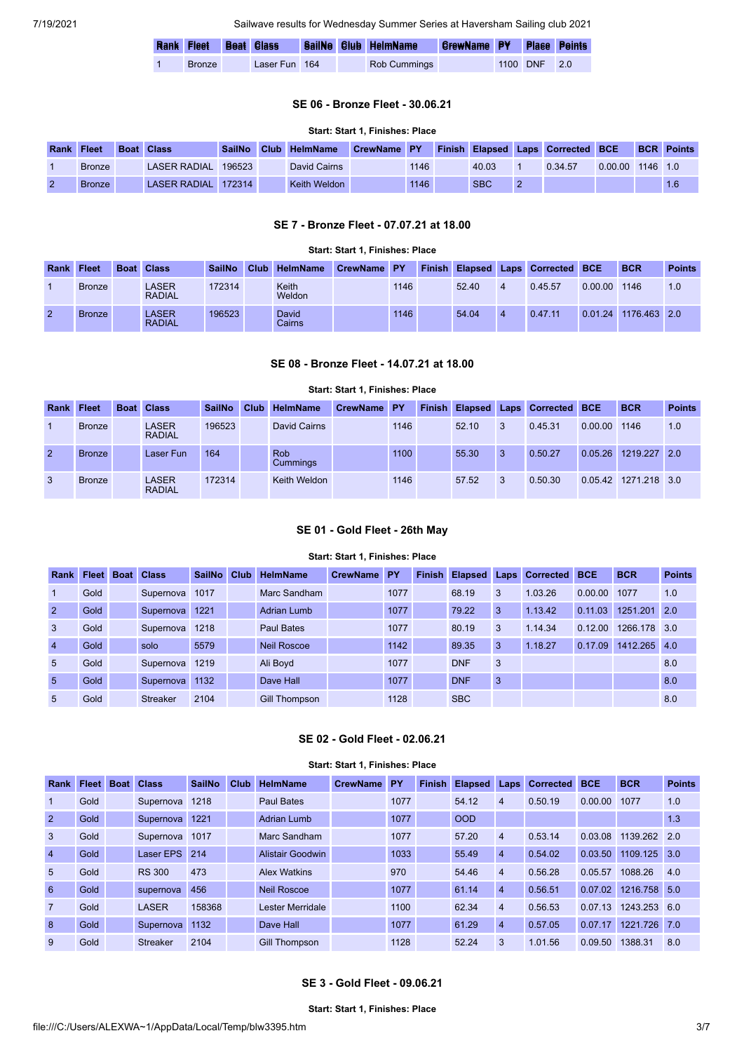| Rank | Fleet | Boat | Class | SailNo | Club | HelmName | CrewName | PY | Place | Points |
|---|---|---|---|---|---|---|---|---|---|---|
| 1 | Bronze | | Laser Fun | 164 | | Rob Cummings | | 1100 | DNF | 2.0 |

### SE 06 - Bronze Fleet - 30.06.21

**Start: Start 1, Finishes: Place**

| Rank | Fleet | Boat | Class | SailNo | Club | HelmName | CrewName | PY | Finish | Elapsed | Laps | Corrected | BCE | BCR | Points |
|---|---|---|---|---|---|---|---|---|---|---|---|---|---|---|---|
| 1 | Bronze | | LASER RADIAL | 196523 | | David Cairns | | 1146 | | 40.03 | 1 | 0.34.57 | 0.00.00 | 1146 | 1.0 |
| 2 | Bronze | | LASER RADIAL | 172314 | | Keith Weldon | | 1146 | | SBC | 2 | | | | 1.6 |

### SE 7 - Bronze Fleet - 07.07.21 at 18.00

**Start: Start 1, Finishes: Place**

| Rank | Fleet | Boat | Class | SailNo | Club | HelmName | CrewName | PY | Finish | Elapsed | Laps | Corrected | BCE | BCR | Points |
|---|---|---|---|---|---|---|---|---|---|---|---|---|---|---|---|
| 1 | Bronze | | LASER RADIAL | 172314 | | Keith Weldon | | 1146 | | 52.40 | 4 | 0.45.57 | 0.00.00 | 1146 | 1.0 |
| 2 | Bronze | | LASER RADIAL | 196523 | | David Cairns | | 1146 | | 54.04 | 4 | 0.47.11 | 0.01.24 | 1176.463 | 2.0 |

### SE 08 - Bronze Fleet - 14.07.21 at 18.00

**Start: Start 1, Finishes: Place**

| Rank | Fleet | Boat | Class | SailNo | Club | HelmName | CrewName | PY | Finish | Elapsed | Laps | Corrected | BCE | BCR | Points |
|---|---|---|---|---|---|---|---|---|---|---|---|---|---|---|---|
| 1 | Bronze | | LASER RADIAL | 196523 | | David Cairns | | 1146 | | 52.10 | 3 | 0.45.31 | 0.00.00 | 1146 | 1.0 |
| 2 | Bronze | | Laser Fun | 164 | | Rob Cummings | | 1100 | | 55.30 | 3 | 0.50.27 | 0.05.26 | 1219.227 | 2.0 |
| 3 | Bronze | | LASER RADIAL | 172314 | | Keith Weldon | | 1146 | | 57.52 | 3 | 0.50.30 | 0.05.42 | 1271.218 | 3.0 |

### SE 01 - Gold Fleet - 26th May

**Start: Start 1, Finishes: Place**

| Rank | Fleet | Boat | Class | SailNo | Club | HelmName | CrewName | PY | Finish | Elapsed | Laps | Corrected | BCE | BCR | Points |
|---|---|---|---|---|---|---|---|---|---|---|---|---|---|---|---|
| 1 | Gold | | Supernova | 1017 | | Marc Sandham | | 1077 | | 68.19 | 3 | 1.03.26 | 0.00.00 | 1077 | 1.0 |
| 2 | Gold | | Supernova | 1221 | | Adrian Lumb | | 1077 | | 79.22 | 3 | 1.13.42 | 0.11.03 | 1251.201 | 2.0 |
| 3 | Gold | | Supernova | 1218 | | Paul Bates | | 1077 | | 80.19 | 3 | 1.14.34 | 0.12.00 | 1266.178 | 3.0 |
| 4 | Gold | | solo | 5579 | | Neil Roscoe | | 1142 | | 89.35 | 3 | 1.18.27 | 0.17.09 | 1412.265 | 4.0 |
| 5 | Gold | | Supernova | 1219 | | Ali Boyd | | 1077 | | DNF | 3 | | | | 8.0 |
| 5 | Gold | | Supernova | 1132 | | Dave Hall | | 1077 | | DNF | 3 | | | | 8.0 |
| 5 | Gold | | Streaker | 2104 | | Gill Thompson | | 1128 | | SBC | | | | | 8.0 |

### SE 02 - Gold Fleet - 02.06.21

**Start: Start 1, Finishes: Place**

| Rank | Fleet | Boat | Class | SailNo | Club | HelmName | CrewName | PY | Finish | Elapsed | Laps | Corrected | BCE | BCR | Points |
|---|---|---|---|---|---|---|---|---|---|---|---|---|---|---|---|
| 1 | Gold | | Supernova | 1218 | | Paul Bates | | 1077 | | 54.12 | 4 | 0.50.19 | 0.00.00 | 1077 | 1.0 |
| 2 | Gold | | Supernova | 1221 | | Adrian Lumb | | 1077 | | OOD | | | | | 1.3 |
| 3 | Gold | | Supernova | 1017 | | Marc Sandham | | 1077 | | 57.20 | 4 | 0.53.14 | 0.03.08 | 1139.262 | 2.0 |
| 4 | Gold | | Laser EPS | 214 | | Alistair Goodwin | | 1033 | | 55.49 | 4 | 0.54.02 | 0.03.50 | 1109.125 | 3.0 |
| 5 | Gold | | RS 300 | 473 | | Alex Watkins | | 970 | | 54.46 | 4 | 0.56.28 | 0.05.57 | 1088.26 | 4.0 |
| 6 | Gold | | supernova | 456 | | Neil Roscoe | | 1077 | | 61.14 | 4 | 0.56.51 | 0.07.02 | 1216.758 | 5.0 |
| 7 | Gold | | LASER | 158368 | | Lester Merridale | | 1100 | | 62.34 | 4 | 0.56.53 | 0.07.13 | 1243.253 | 6.0 |
| 8 | Gold | | Supernova | 1132 | | Dave Hall | | 1077 | | 61.29 | 4 | 0.57.05 | 0.07.17 | 1221.726 | 7.0 |
| 9 | Gold | | Streaker | 2104 | | Gill Thompson | | 1128 | | 52.24 | 3 | 1.01.56 | 0.09.50 | 1388.31 | 8.0 |

### SE 3 - Gold Fleet - 09.06.21

**Start: Start 1, Finishes: Place**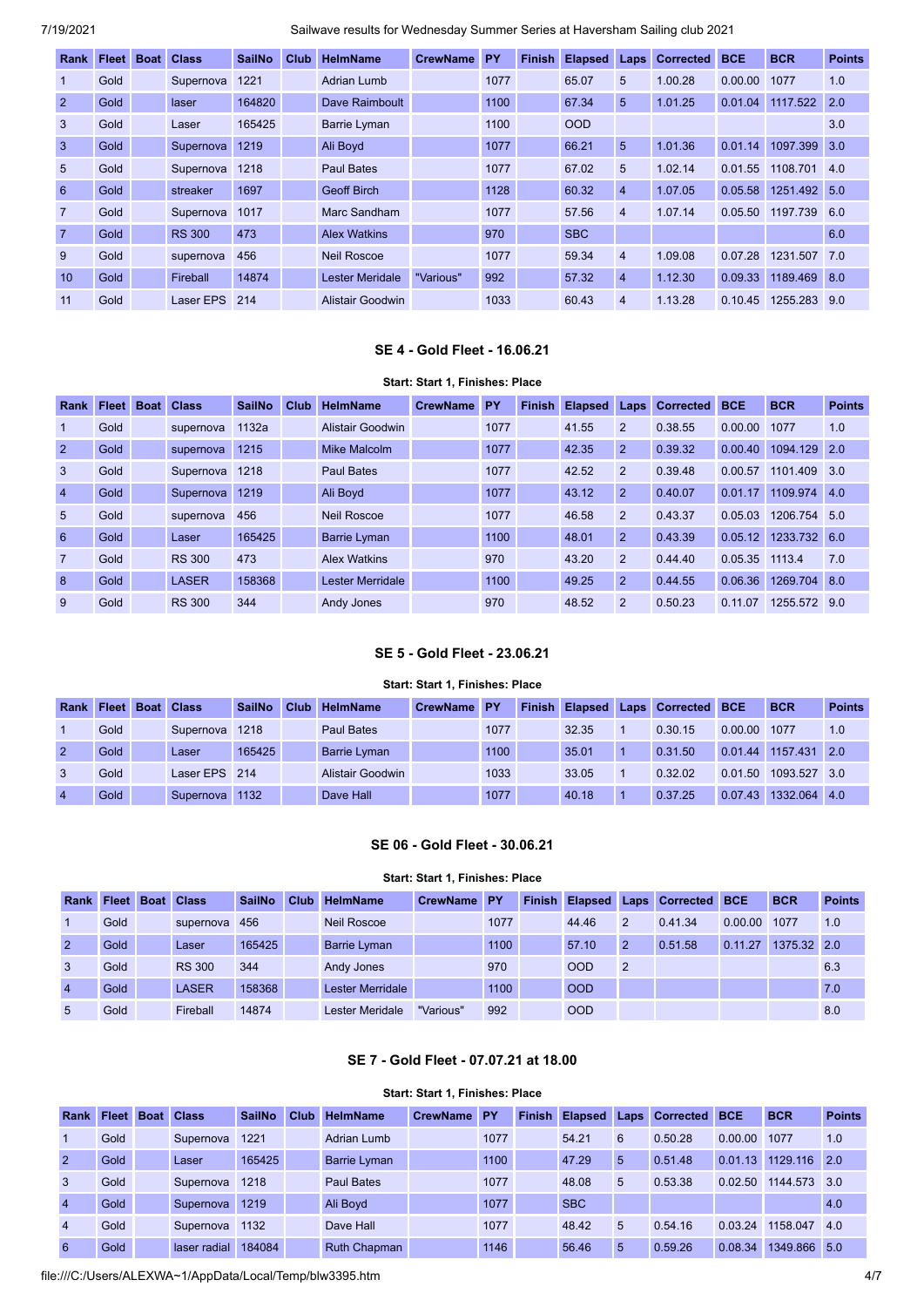| Rank | Fleet | Boat | Class | SailNo | Club | HelmName | CrewName | PY | Finish | Elapsed | Laps | Corrected | BCE | BCR | Points |
|---|---|---|---|---|---|---|---|---|---|---|---|---|---|---|---|
| 1 | Gold | | Supernova | 1221 | | Adrian Lumb | | 1077 | | 65.07 | 5 | 1.00.28 | 0.00.00 | 1077 | 1.0 |
| 2 | Gold | | laser | 164820 | | Dave Raimboult | | 1100 | | 67.34 | 5 | 1.01.25 | 0.01.04 | 1117.522 | 2.0 |
| 3 | Gold | | Laser | 165425 | | Barrie Lyman | | 1100 | | OOD | | | | | 3.0 |
| 3 | Gold | | Supernova | 1219 | | Ali Boyd | | 1077 | | 66.21 | 5 | 1.01.36 | 0.01.14 | 1097.399 | 3.0 |
| 5 | Gold | | Supernova | 1218 | | Paul Bates | | 1077 | | 67.02 | 5 | 1.02.14 | 0.01.55 | 1108.701 | 4.0 |
| 6 | Gold | | streaker | 1697 | | Geoff Birch | | 1128 | | 60.32 | 4 | 1.07.05 | 0.05.58 | 1251.492 | 5.0 |
| 7 | Gold | | Supernova | 1017 | | Marc Sandham | | 1077 | | 57.56 | 4 | 1.07.14 | 0.05.50 | 1197.739 | 6.0 |
| 7 | Gold | | RS 300 | 473 | | Alex Watkins | | 970 | | SBC | | | | | 6.0 |
| 9 | Gold | | supernova | 456 | | Neil Roscoe | | 1077 | | 59.34 | 4 | 1.09.08 | 0.07.28 | 1231.507 | 7.0 |
| 10 | Gold | | Fireball | 14874 | | Lester Meridale | "Various" | 992 | | 57.32 | 4 | 1.12.30 | 0.09.33 | 1189.469 | 8.0 |
| 11 | Gold | | Laser EPS | 214 | | Alistair Goodwin | | 1033 | | 60.43 | 4 | 1.13.28 | 0.10.45 | 1255.283 | 9.0 |

## SE 4 - Gold Fleet - 16.06.21

**Start: Start 1, Finishes: Place**

| Rank | Fleet | Boat | Class | SailNo | Club | HelmName | CrewName | PY | Finish | Elapsed | Laps | Corrected | BCE | BCR | Points |
|---|---|---|---|---|---|---|---|---|---|---|---|---|---|---|---|
| 1 | Gold | | supernova | 1132a | | Alistair Goodwin | | 1077 | | 41.55 | 2 | 0.38.55 | 0.00.00 | 1077 | 1.0 |
| 2 | Gold | | supernova | 1215 | | Mike Malcolm | | 1077 | | 42.35 | 2 | 0.39.32 | 0.00.40 | 1094.129 | 2.0 |
| 3 | Gold | | Supernova | 1218 | | Paul Bates | | 1077 | | 42.52 | 2 | 0.39.48 | 0.00.57 | 1101.409 | 3.0 |
| 4 | Gold | | Supernova | 1219 | | Ali Boyd | | 1077 | | 43.12 | 2 | 0.40.07 | 0.01.17 | 1109.974 | 4.0 |
| 5 | Gold | | supernova | 456 | | Neil Roscoe | | 1077 | | 46.58 | 2 | 0.43.37 | 0.05.03 | 1206.754 | 5.0 |
| 6 | Gold | | Laser | 165425 | | Barrie Lyman | | 1100 | | 48.01 | 2 | 0.43.39 | 0.05.12 | 1233.732 | 6.0 |
| 7 | Gold | | RS 300 | 473 | | Alex Watkins | | 970 | | 43.20 | 2 | 0.44.40 | 0.05.35 | 1113.4 | 7.0 |
| 8 | Gold | | LASER | 158368 | | Lester Merridale | | 1100 | | 49.25 | 2 | 0.44.55 | 0.06.36 | 1269.704 | 8.0 |
| 9 | Gold | | RS 300 | 344 | | Andy Jones | | 970 | | 48.52 | 2 | 0.50.23 | 0.11.07 | 1255.572 | 9.0 |

## SE 5 - Gold Fleet - 23.06.21

**Start: Start 1, Finishes: Place**

| Rank | Fleet | Boat | Class | SailNo | Club | HelmName | CrewName | PY | Finish | Elapsed | Laps | Corrected | BCE | BCR | Points |
|---|---|---|---|---|---|---|---|---|---|---|---|---|---|---|---|
| 1 | Gold | | Supernova | 1218 | | Paul Bates | | 1077 | | 32.35 | 1 | 0.30.15 | 0.00.00 | 1077 | 1.0 |
| 2 | Gold | | Laser | 165425 | | Barrie Lyman | | 1100 | | 35.01 | 1 | 0.31.50 | 0.01.44 | 1157.431 | 2.0 |
| 3 | Gold | | Laser EPS | 214 | | Alistair Goodwin | | 1033 | | 33.05 | 1 | 0.32.02 | 0.01.50 | 1093.527 | 3.0 |
| 4 | Gold | | Supernova | 1132 | | Dave Hall | | 1077 | | 40.18 | 1 | 0.37.25 | 0.07.43 | 1332.064 | 4.0 |

## SE 06 - Gold Fleet - 30.06.21

**Start: Start 1, Finishes: Place**

| Rank | Fleet | Boat | Class | SailNo | Club | HelmName | CrewName | PY | Finish | Elapsed | Laps | Corrected | BCE | BCR | Points |
|---|---|---|---|---|---|---|---|---|---|---|---|---|---|---|---|
| 1 | Gold | | supernova | 456 | | Neil Roscoe | | 1077 | | 44.46 | 2 | 0.41.34 | 0.00.00 | 1077 | 1.0 |
| 2 | Gold | | Laser | 165425 | | Barrie Lyman | | 1100 | | 57.10 | 2 | 0.51.58 | 0.11.27 | 1375.32 | 2.0 |
| 3 | Gold | | RS 300 | 344 | | Andy Jones | | 970 | | OOD | 2 | | | | 6.3 |
| 4 | Gold | | LASER | 158368 | | Lester Merridale | | 1100 | | OOD | | | | | 7.0 |
| 5 | Gold | | Fireball | 14874 | | Lester Meridale | "Various" | 992 | | OOD | | | | | 8.0 |

## SE 7 - Gold Fleet - 07.07.21 at 18.00

**Start: Start 1, Finishes: Place**

| Rank | Fleet | Boat | Class | SailNo | Club | HelmName | CrewName | PY | Finish | Elapsed | Laps | Corrected | BCE | BCR | Points |
|---|---|---|---|---|---|---|---|---|---|---|---|---|---|---|---|
| 1 | Gold | | Supernova | 1221 | | Adrian Lumb | | 1077 | | 54.21 | 6 | 0.50.28 | 0.00.00 | 1077 | 1.0 |
| 2 | Gold | | Laser | 165425 | | Barrie Lyman | | 1100 | | 47.29 | 5 | 0.51.48 | 0.01.13 | 1129.116 | 2.0 |
| 3 | Gold | | Supernova | 1218 | | Paul Bates | | 1077 | | 48.08 | 5 | 0.53.38 | 0.02.50 | 1144.573 | 3.0 |
| 4 | Gold | | Supernova | 1219 | | Ali Boyd | | 1077 | | SBC | | | | | 4.0 |
| 4 | Gold | | Supernova | 1132 | | Dave Hall | | 1077 | | 48.42 | 5 | 0.54.16 | 0.03.24 | 1158.047 | 4.0 |
| 6 | Gold | | laser radial | 184084 | | Ruth Chapman | | 1146 | | 56.46 | 5 | 0.59.26 | 0.08.34 | 1349.866 | 5.0 |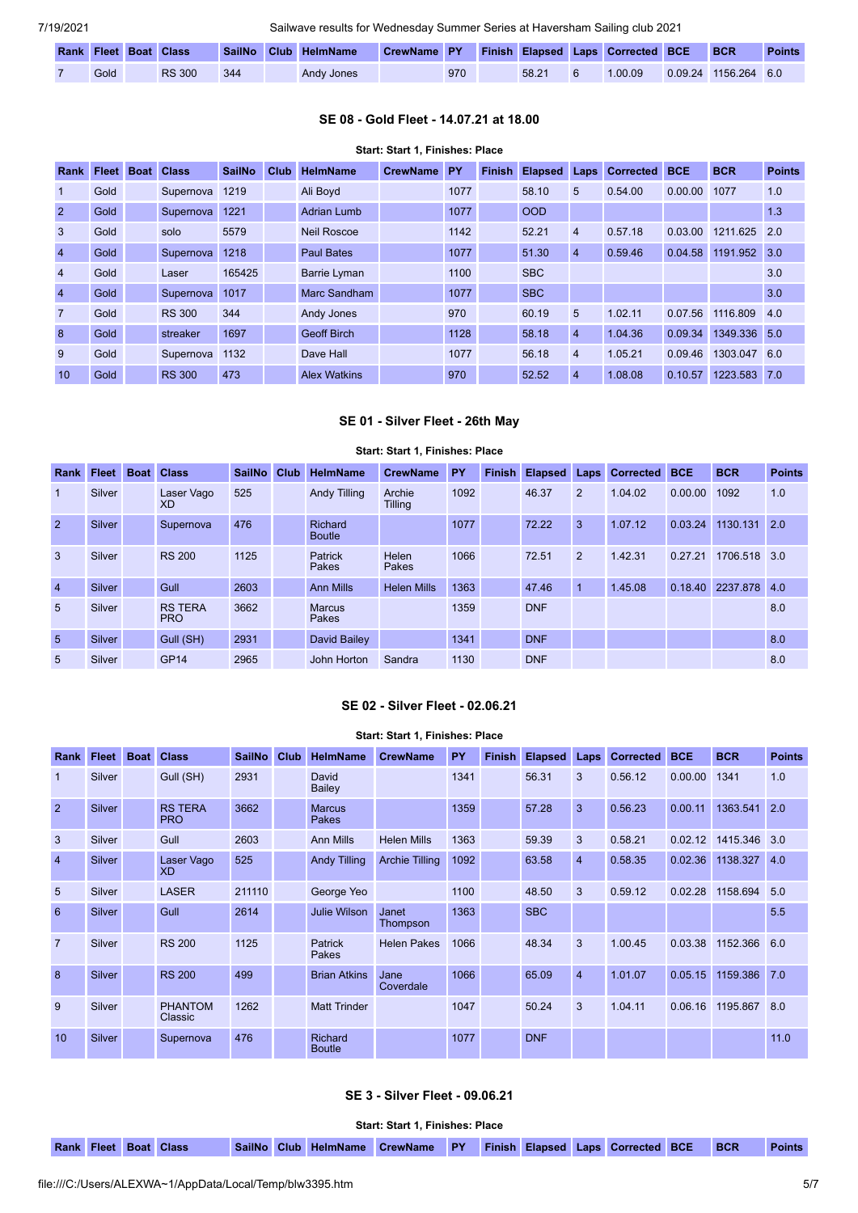| Rank | Fleet | Boat | Class | SailNo | Club | HelmName | CrewName | PY | Finish | Elapsed | Laps | Corrected | BCE | BCR | Points |
|---|---|---|---|---|---|---|---|---|---|---|---|---|---|---|---|
| 7 | Gold | | RS 300 | 344 | | Andy Jones | | 970 | | 58.21 | 6 | 1.00.09 | 0.09.24 | 1156.264 | 6.0 |

### SE 08 - Gold Fleet - 14.07.21 at 18.00

**Start: Start 1, Finishes: Place**

| Rank | Fleet | Boat | Class | SailNo | Club | HelmName | CrewName | PY | Finish | Elapsed | Laps | Corrected | BCE | BCR | Points |
|---|---|---|---|---|---|---|---|---|---|---|---|---|---|---|---|
| 1 | Gold | | Supernova | 1219 | | Ali Boyd | | 1077 | | 58.10 | 5 | 0.54.00 | 0.00.00 | 1077 | 1.0 |
| 2 | Gold | | Supernova | 1221 | | Adrian Lumb | | 1077 | | OOD | | | | | 1.3 |
| 3 | Gold | | solo | 5579 | | Neil Roscoe | | 1142 | | 52.21 | 4 | 0.57.18 | 0.03.00 | 1211.625 | 2.0 |
| 4 | Gold | | Supernova | 1218 | | Paul Bates | | 1077 | | 51.30 | 4 | 0.59.46 | 0.04.58 | 1191.952 | 3.0 |
| 4 | Gold | | Laser | 165425 | | Barrie Lyman | | 1100 | | SBC | | | | | 3.0 |
| 4 | Gold | | Supernova | 1017 | | Marc Sandham | | 1077 | | SBC | | | | | 3.0 |
| 7 | Gold | | RS 300 | 344 | | Andy Jones | | 970 | | 60.19 | 5 | 1.02.11 | 0.07.56 | 1116.809 | 4.0 |
| 8 | Gold | | streaker | 1697 | | Geoff Birch | | 1128 | | 58.18 | 4 | 1.04.36 | 0.09.34 | 1349.336 | 5.0 |
| 9 | Gold | | Supernova | 1132 | | Dave Hall | | 1077 | | 56.18 | 4 | 1.05.21 | 0.09.46 | 1303.047 | 6.0 |
| 10 | Gold | | RS 300 | 473 | | Alex Watkins | | 970 | | 52.52 | 4 | 1.08.08 | 0.10.57 | 1223.583 | 7.0 |

### SE 01 - Silver Fleet - 26th May

**Start: Start 1, Finishes: Place**

| Rank | Fleet | Boat | Class | SailNo | Club | HelmName | CrewName | PY | Finish | Elapsed | Laps | Corrected | BCE | BCR | Points |
|---|---|---|---|---|---|---|---|---|---|---|---|---|---|---|---|
| 1 | Silver | | Laser Vago XD | 525 | | Andy Tilling | Archie Tilling | 1092 | | 46.37 | 2 | 1.04.02 | 0.00.00 | 1092 | 1.0 |
| 2 | Silver | | Supernova | 476 | | Richard Boutle | | 1077 | | 72.22 | 3 | 1.07.12 | 0.03.24 | 1130.131 | 2.0 |
| 3 | Silver | | RS 200 | 1125 | | Patrick Pakes | Helen Pakes | 1066 | | 72.51 | 2 | 1.42.31 | 0.27.21 | 1706.518 | 3.0 |
| 4 | Silver | | Gull | 2603 | | Ann Mills | Helen Mills | 1363 | | 47.46 | 1 | 1.45.08 | 0.18.40 | 2237.878 | 4.0 |
| 5 | Silver | | RS TERA PRO | 3662 | | Marcus Pakes | | 1359 | | DNF | | | | | 8.0 |
| 5 | Silver | | Gull (SH) | 2931 | | David Bailey | | 1341 | | DNF | | | | | 8.0 |
| 5 | Silver | | GP14 | 2965 | | John Horton | Sandra | 1130 | | DNF | | | | | 8.0 |

### SE 02 - Silver Fleet - 02.06.21

**Start: Start 1, Finishes: Place**

| Rank | Fleet | Boat | Class | SailNo | Club | HelmName | CrewName | PY | Finish | Elapsed | Laps | Corrected | BCE | BCR | Points |
|---|---|---|---|---|---|---|---|---|---|---|---|---|---|---|---|
| 1 | Silver | | Gull (SH) | 2931 | | David Bailey | | 1341 | | 56.31 | 3 | 0.56.12 | 0.00.00 | 1341 | 1.0 |
| 2 | Silver | | RS TERA PRO | 3662 | | Marcus Pakes | | 1359 | | 57.28 | 3 | 0.56.23 | 0.00.11 | 1363.541 | 2.0 |
| 3 | Silver | | Gull | 2603 | | Ann Mills | Helen Mills | 1363 | | 59.39 | 3 | 0.58.21 | 0.02.12 | 1415.346 | 3.0 |
| 4 | Silver | | Laser Vago XD | 525 | | Andy Tilling | Archie Tilling | 1092 | | 63.58 | 4 | 0.58.35 | 0.02.36 | 1138.327 | 4.0 |
| 5 | Silver | | LASER | 211110 | | George Yeo | | 1100 | | 48.50 | 3 | 0.59.12 | 0.02.28 | 1158.694 | 5.0 |
| 6 | Silver | | Gull | 2614 | | Julie Wilson | Janet Thompson | 1363 | | SBC | | | | | 5.5 |
| 7 | Silver | | RS 200 | 1125 | | Patrick Pakes | Helen Pakes | 1066 | | 48.34 | 3 | 1.00.45 | 0.03.38 | 1152.366 | 6.0 |
| 8 | Silver | | RS 200 | 499 | | Brian Atkins | Jane Coverdale | 1066 | | 65.09 | 4 | 1.01.07 | 0.05.15 | 1159.386 | 7.0 |
| 9 | Silver | | PHANTOM Classic | 1262 | | Matt Trinder | | 1047 | | 50.24 | 3 | 1.04.11 | 0.06.16 | 1195.867 | 8.0 |
| 10 | Silver | | Supernova | 476 | | Richard Boutle | | 1077 | | DNF | | | | | 11.0 |

### SE 3 - Silver Fleet - 09.06.21

**Start: Start 1, Finishes: Place**

| Rank | Fleet | Boat | Class | SailNo | Club | HelmName | CrewName | PY | Finish | Elapsed | Laps | Corrected | BCE | BCR | Points |
|---|---|---|---|---|---|---|---|---|---|---|---|---|---|---|---|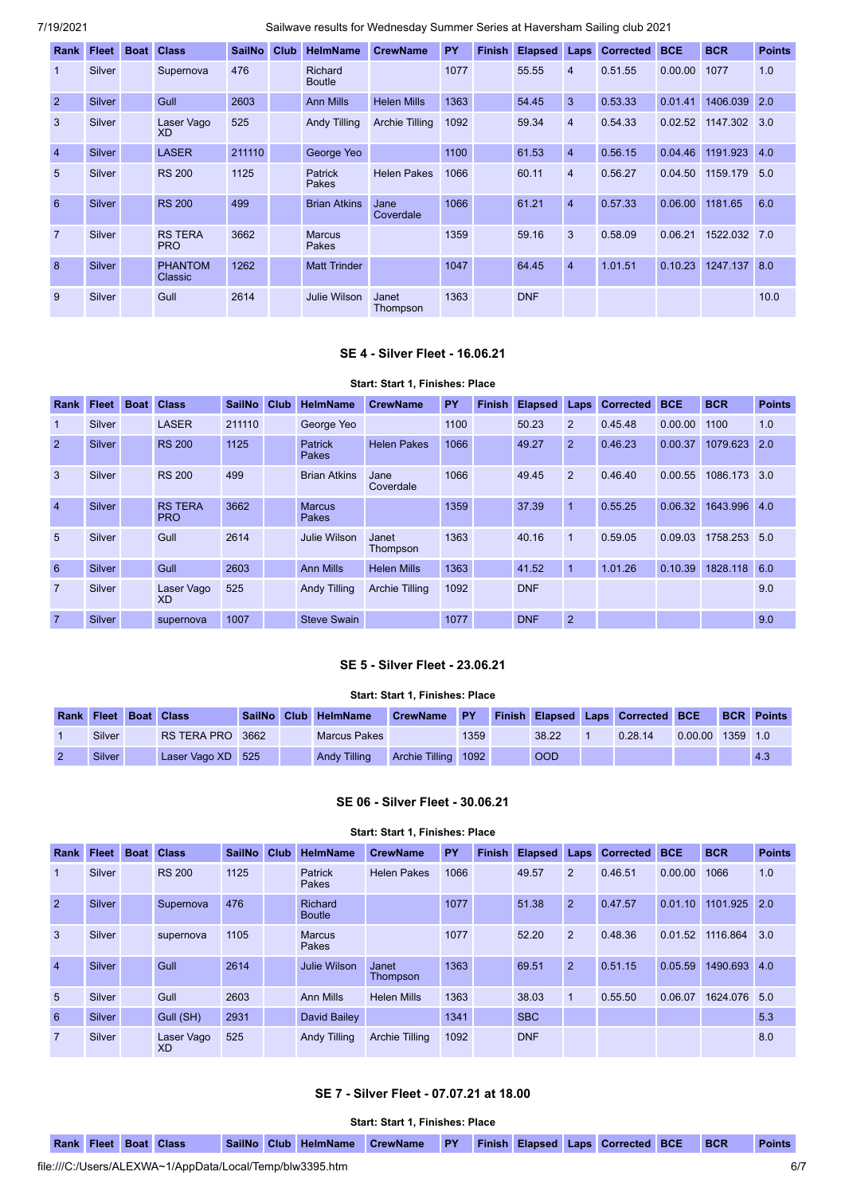| Rank | Fleet | Boat | Class | SailNo | Club | HelmName | CrewName | PY | Finish | Elapsed | Laps | Corrected | BCE | BCR | Points |
|---|---|---|---|---|---|---|---|---|---|---|---|---|---|---|---|
| 1 | Silver | | Supernova | 476 | | Richard Boutle | | 1077 | | 55.55 | 4 | 0.51.55 | 0.00.00 | 1077 | 1.0 |
| 2 | Silver | | Gull | 2603 | | Ann Mills | Helen Mills | 1363 | | 54.45 | 3 | 0.53.33 | 0.01.41 | 1406.039 | 2.0 |
| 3 | Silver | | Laser Vago XD | 525 | | Andy Tilling | Archie Tilling | 1092 | | 59.34 | 4 | 0.54.33 | 0.02.52 | 1147.302 | 3.0 |
| 4 | Silver | | LASER | 211110 | | George Yeo | | 1100 | | 61.53 | 4 | 0.56.15 | 0.04.46 | 1191.923 | 4.0 |
| 5 | Silver | | RS 200 | 1125 | | Patrick Pakes | Helen Pakes | 1066 | | 60.11 | 4 | 0.56.27 | 0.04.50 | 1159.179 | 5.0 |
| 6 | Silver | | RS 200 | 499 | | Brian Atkins | Jane Coverdale | 1066 | | 61.21 | 4 | 0.57.33 | 0.06.00 | 1181.65 | 6.0 |
| 7 | Silver | | RS TERA PRO | 3662 | | Marcus Pakes | | 1359 | | 59.16 | 3 | 0.58.09 | 0.06.21 | 1522.032 | 7.0 |
| 8 | Silver | | PHANTOM Classic | 1262 | | Matt Trinder | | 1047 | | 64.45 | 4 | 1.01.51 | 0.10.23 | 1247.137 | 8.0 |
| 9 | Silver | | Gull | 2614 | | Julie Wilson | Janet Thompson | 1363 | | DNF | | | | | 10.0 |

### SE 4 - Silver Fleet - 16.06.21

**Start: Start 1, Finishes: Place**

| Rank | Fleet | Boat | Class | SailNo | Club | HelmName | CrewName | PY | Finish | Elapsed | Laps | Corrected | BCE | BCR | Points |
|---|---|---|---|---|---|---|---|---|---|---|---|---|---|---|---|
| 1 | Silver | | LASER | 211110 | | George Yeo | | 1100 | | 50.23 | 2 | 0.45.48 | 0.00.00 | 1100 | 1.0 |
| 2 | Silver | | RS 200 | 1125 | | Patrick Pakes | Helen Pakes | 1066 | | 49.27 | 2 | 0.46.23 | 0.00.37 | 1079.623 | 2.0 |
| 3 | Silver | | RS 200 | 499 | | Brian Atkins | Jane Coverdale | 1066 | | 49.45 | 2 | 0.46.40 | 0.00.55 | 1086.173 | 3.0 |
| 4 | Silver | | RS TERA PRO | 3662 | | Marcus Pakes | | 1359 | | 37.39 | 1 | 0.55.25 | 0.06.32 | 1643.996 | 4.0 |
| 5 | Silver | | Gull | 2614 | | Julie Wilson | Janet Thompson | 1363 | | 40.16 | 1 | 0.59.05 | 0.09.03 | 1758.253 | 5.0 |
| 6 | Silver | | Gull | 2603 | | Ann Mills | Helen Mills | 1363 | | 41.52 | 1 | 1.01.26 | 0.10.39 | 1828.118 | 6.0 |
| 7 | Silver | | Laser Vago XD | 525 | | Andy Tilling | Archie Tilling | 1092 | | DNF | | | | | 9.0 |
| 7 | Silver | | supernova | 1007 | | Steve Swain | | 1077 | | DNF | 2 | | | | 9.0 |

### SE 5 - Silver Fleet - 23.06.21

**Start: Start 1, Finishes: Place**

| Rank | Fleet | Boat | Class | SailNo | Club | HelmName | CrewName | PY | Finish | Elapsed | Laps | Corrected | BCE | BCR | Points |
|---|---|---|---|---|---|---|---|---|---|---|---|---|---|---|---|
| 1 | Silver | | RS TERA PRO | 3662 | | Marcus Pakes | | 1359 | | 38.22 | 1 | 0.28.14 | 0.00.00 | 1359 | 1.0 |
| 2 | Silver | | Laser Vago XD | 525 | | Andy Tilling | Archie Tilling | 1092 | | OOD | | | | | 4.3 |

### SE 06 - Silver Fleet - 30.06.21

**Start: Start 1, Finishes: Place**

| Rank | Fleet | Boat | Class | SailNo | Club | HelmName | CrewName | PY | Finish | Elapsed | Laps | Corrected | BCE | BCR | Points |
|---|---|---|---|---|---|---|---|---|---|---|---|---|---|---|---|
| 1 | Silver | | RS 200 | 1125 | | Patrick Pakes | Helen Pakes | 1066 | | 49.57 | 2 | 0.46.51 | 0.00.00 | 1066 | 1.0 |
| 2 | Silver | | Supernova | 476 | | Richard Boutle | | 1077 | | 51.38 | 2 | 0.47.57 | 0.01.10 | 1101.925 | 2.0 |
| 3 | Silver | | supernova | 1105 | | Marcus Pakes | | 1077 | | 52.20 | 2 | 0.48.36 | 0.01.52 | 1116.864 | 3.0 |
| 4 | Silver | | Gull | 2614 | | Julie Wilson | Janet Thompson | 1363 | | 69.51 | 2 | 0.51.15 | 0.05.59 | 1490.693 | 4.0 |
| 5 | Silver | | Gull | 2603 | | Ann Mills | Helen Mills | 1363 | | 38.03 | 1 | 0.55.50 | 0.06.07 | 1624.076 | 5.0 |
| 6 | Silver | | Gull (SH) | 2931 | | David Bailey | | 1341 | | SBC | | | | | 5.3 |
| 7 | Silver | | Laser Vago XD | 525 | | Andy Tilling | Archie Tilling | 1092 | | DNF | | | | | 8.0 |

### SE 7 - Silver Fleet - 07.07.21 at 18.00

**Start: Start 1, Finishes: Place**

| Rank | Fleet | Boat | Class | SailNo | Club | HelmName | CrewName | PY | Finish | Elapsed | Laps | Corrected | BCE | BCR | Points |
|---|---|---|---|---|---|---|---|---|---|---|---|---|---|---|---|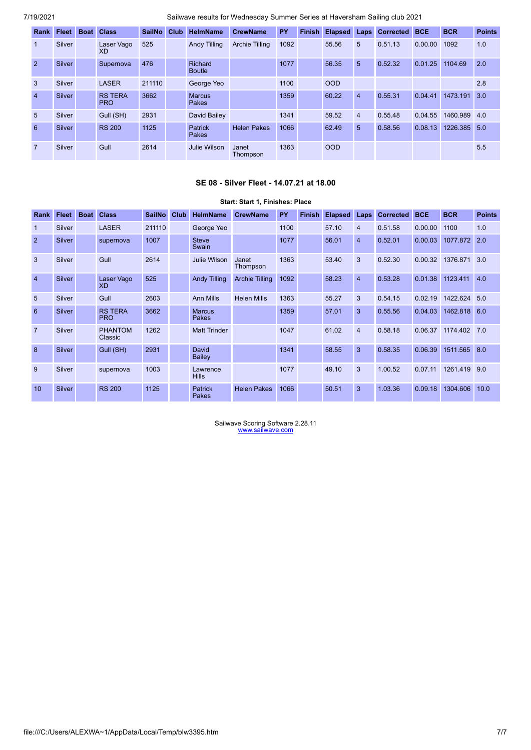| Rank | Fleet | Boat | Class | SailNo | Club | HelmName | CrewName | PY | Finish | Elapsed | Laps | Corrected | BCE | BCR | Points |
|---|---|---|---|---|---|---|---|---|---|---|---|---|---|---|---|
| 1 | Silver | | Laser Vago XD | 525 | | Andy Tilling | Archie Tilling | 1092 | | 55.56 | 5 | 0.51.13 | 0.00.00 | 1092 | 1.0 |
| 2 | Silver | | Supernova | 476 | | Richard Boutle | | 1077 | | 56.35 | 5 | 0.52.32 | 0.01.25 | 1104.69 | 2.0 |
| 3 | Silver | | LASER | 211110 | | George Yeo | | 1100 | | OOD | | | | | 2.8 |
| 4 | Silver | | RS TERA PRO | 3662 | | Marcus Pakes | | 1359 | | 60.22 | 4 | 0.55.31 | 0.04.41 | 1473.191 | 3.0 |
| 5 | Silver | | Gull (SH) | 2931 | | David Bailey | | 1341 | | 59.52 | 4 | 0.55.48 | 0.04.55 | 1460.989 | 4.0 |
| 6 | Silver | | RS 200 | 1125 | | Patrick Pakes | Helen Pakes | 1066 | | 62.49 | 5 | 0.58.56 | 0.08.13 | 1226.385 | 5.0 |
| 7 | Silver | | Gull | 2614 | | Julie Wilson | Janet Thompson | 1363 | | OOD | | | | | 5.5 |

### SE 08 - Silver Fleet - 14.07.21 at 18.00

**Start: Start 1, Finishes: Place**

| Rank | Fleet | Boat | Class | SailNo | Club | HelmName | CrewName | PY | Finish | Elapsed | Laps | Corrected | BCE | BCR | Points |
|---|---|---|---|---|---|---|---|---|---|---|---|---|---|---|---|
| 1 | Silver | | LASER | 211110 | | George Yeo | | 1100 | | 57.10 | 4 | 0.51.58 | 0.00.00 | 1100 | 1.0 |
| 2 | Silver | | supernova | 1007 | | Steve Swain | | 1077 | | 56.01 | 4 | 0.52.01 | 0.00.03 | 1077.872 | 2.0 |
| 3 | Silver | | Gull | 2614 | | Julie Wilson | Janet Thompson | 1363 | | 53.40 | 3 | 0.52.30 | 0.00.32 | 1376.871 | 3.0 |
| 4 | Silver | | Laser Vago XD | 525 | | Andy Tilling | Archie Tilling | 1092 | | 58.23 | 4 | 0.53.28 | 0.01.38 | 1123.411 | 4.0 |
| 5 | Silver | | Gull | 2603 | | Ann Mills | Helen Mills | 1363 | | 55.27 | 3 | 0.54.15 | 0.02.19 | 1422.624 | 5.0 |
| 6 | Silver | | RS TERA PRO | 3662 | | Marcus Pakes | | 1359 | | 57.01 | 3 | 0.55.56 | 0.04.03 | 1462.818 | 6.0 |
| 7 | Silver | | PHANTOM Classic | 1262 | | Matt Trinder | | 1047 | | 61.02 | 4 | 0.58.18 | 0.06.37 | 1174.402 | 7.0 |
| 8 | Silver | | Gull (SH) | 2931 | | David Bailey | | 1341 | | 58.55 | 3 | 0.58.35 | 0.06.39 | 1511.565 | 8.0 |
| 9 | Silver | | supernova | 1003 | | Lawrence Hills | | 1077 | | 49.10 | 3 | 1.00.52 | 0.07.11 | 1261.419 | 9.0 |
| 10 | Silver | | RS 200 | 1125 | | Patrick Pakes | Helen Pakes | 1066 | | 50.51 | 3 | 1.03.36 | 0.09.18 | 1304.606 | 10.0 |

Sailwave Scoring Software 2.28.11
www.sailwave.com